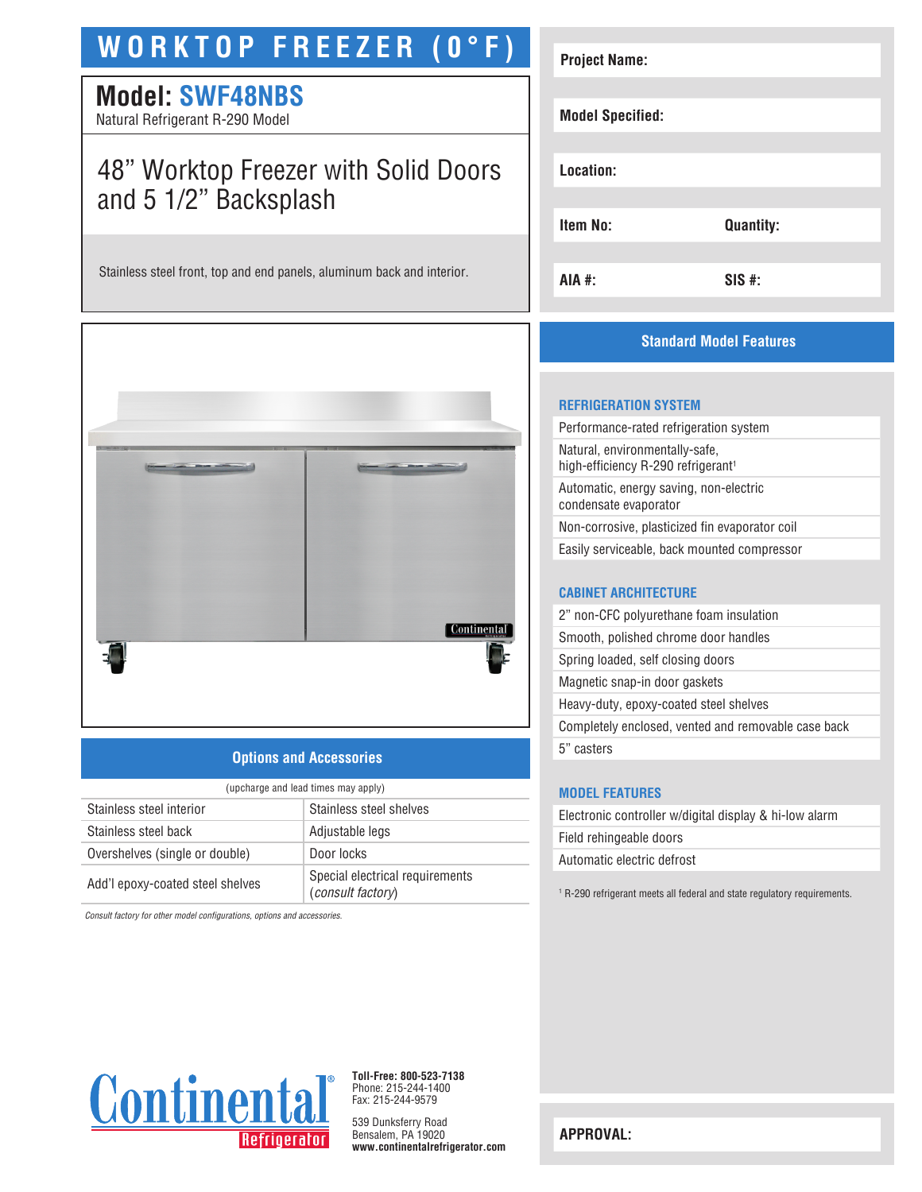# WORKTOP FREEZER (0°F)

## Model: SWF48NBS

Natural Refrigerant R-290 Model

### 48” Worktop Freezer with Solid Doors and 5 1/2” Backsplash

Stainless steel front, top and end panels, aluminum back and interior.

| | |
|---|---|
| **Project Name:** | |
| **Model Specified:** | |
| **Location:** | |
| **Item No:** | **Quantity:** |
| **AIA #:** | **SIS #:** |

## Standard Model Features

### REFRIGERATION SYSTEM

- Performance-rated refrigeration system
- Natural, environmentally-safe, high-efficiency R-290 refrigerant[1]
- Automatic, energy saving, non-electric condensate evaporator
- Non-corrosive, plasticized fin evaporator coil
- Easily serviceable, back mounted compressor

### CABINET ARCHITECTURE

- 2” non-CFC polyurethane foam insulation
- Smooth, polished chrome door handles
- Spring loaded, self closing doors
- Magnetic snap-in door gaskets
- Heavy-duty, epoxy-coated steel shelves
- Completely enclosed, vented and removable case back
- 5” casters

### MODEL FEATURES

- Electronic controller w/digital display & hi-low alarm
- Field rehingeable doors
- Automatic electric defrost

[1] R-290 refrigerant meets all federal and state regulatory requirements.

## Options and Accessories

(upcharge and lead times may apply)

| | |
|---|---|
| Stainless steel interior | Stainless steel shelves |
| Stainless steel back | Adjustable legs |
| Overshelves (single or double) | Door locks |
| Add’l epoxy-coated steel shelves | Special electrical requirements (*consult factory*) |

*Consult factory for other model configurations, options and accessories.*

Continental Refrigerator

**Toll-Free: 800-523-7138**
Phone: 215-244-1400
Fax: 215-244-9579

539 Dunksferry Road
Bensalem, PA 19020
**www.continentalrefrigerator.com**

**APPROVAL:**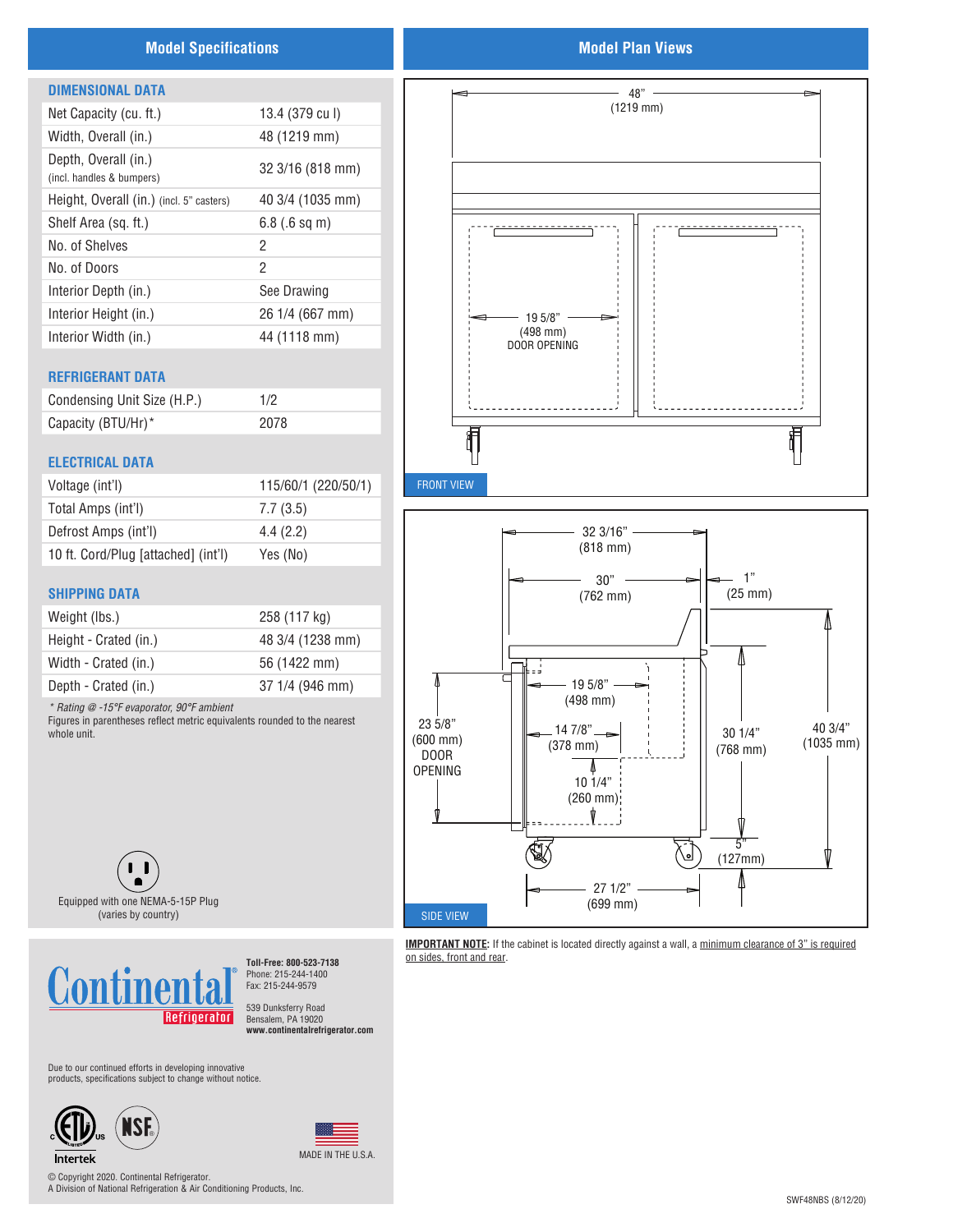## Model Specifications

### DIMENSIONAL DATA

| | |
|---|---|
| Net Capacity (cu. ft.) | 13.4 (379 cu l) |
| Width, Overall (in.) | 48 (1219 mm) |
| Depth, Overall (in.) (incl. handles & bumpers) | 32 3/16 (818 mm) |
| Height, Overall (in.) (incl. 5" casters) | 40 3/4 (1035 mm) |
| Shelf Area (sq. ft.) | 6.8 (.6 sq m) |
| No. of Shelves | 2 |
| No. of Doors | 2 |
| Interior Depth (in.) | See Drawing |
| Interior Height (in.) | 26 1/4 (667 mm) |
| Interior Width (in.) | 44 (1118 mm) |

### REFRIGERANT DATA

| | |
|---|---|
| Condensing Unit Size (H.P.) | 1/2 |
| Capacity (BTU/Hr)* | 2078 |

### ELECTRICAL DATA

| | |
|---|---|
| Voltage (int'l) | 115/60/1 (220/50/1) |
| Total Amps (int'l) | 7.7 (3.5) |
| Defrost Amps (int'l) | 4.4 (2.2) |
| 10 ft. Cord/Plug [attached] (int'l) | Yes (No) |

### SHIPPING DATA

| | |
|---|---|
| Weight (lbs.) | 258 (117 kg) |
| Height - Crated (in.) | 48 3/4 (1238 mm) |
| Width - Crated (in.) | 56 (1422 mm) |
| Depth - Crated (in.) | 37 1/4 (946 mm) |

*\* Rating @ -15°F evaporator, 90°F ambient*

Figures in parentheses reflect metric equivalents rounded to the nearest whole unit.

Equipped with one NEMA-5-15P Plug (varies by country)

**Continental Refrigerator**

**Toll-Free: 800-523-7138**
Phone: 215-244-1400
Fax: 215-244-9579

539 Dunksferry Road
Bensalem, PA 19020
**www.continentalrefrigerator.com**

Due to our continued efforts in developing innovative products, specifications subject to change without notice.

Intertek

MADE IN THE U.S.A.

© Copyright 2020. Continental Refrigerator.
A Division of National Refrigeration & Air Conditioning Products, Inc.

## Model Plan Views

48" (1219 mm)

19 5/8" (498 mm) DOOR OPENING

FRONT VIEW

32 3/16" (818 mm)

30" (762 mm)

1" (25 mm)

19 5/8" (498 mm)

23 5/8" (600 mm) DOOR OPENING

14 7/8" (378 mm)

10 1/4" (260 mm)

30 1/4" (768 mm)

40 3/4" (1035 mm)

5" (127mm)

27 1/2" (699 mm)

SIDE VIEW

**IMPORTANT NOTE:** If the cabinet is located directly against a wall, a minimum clearance of 3" is required on sides, front and rear.

SWF48NBS (8/12/20)